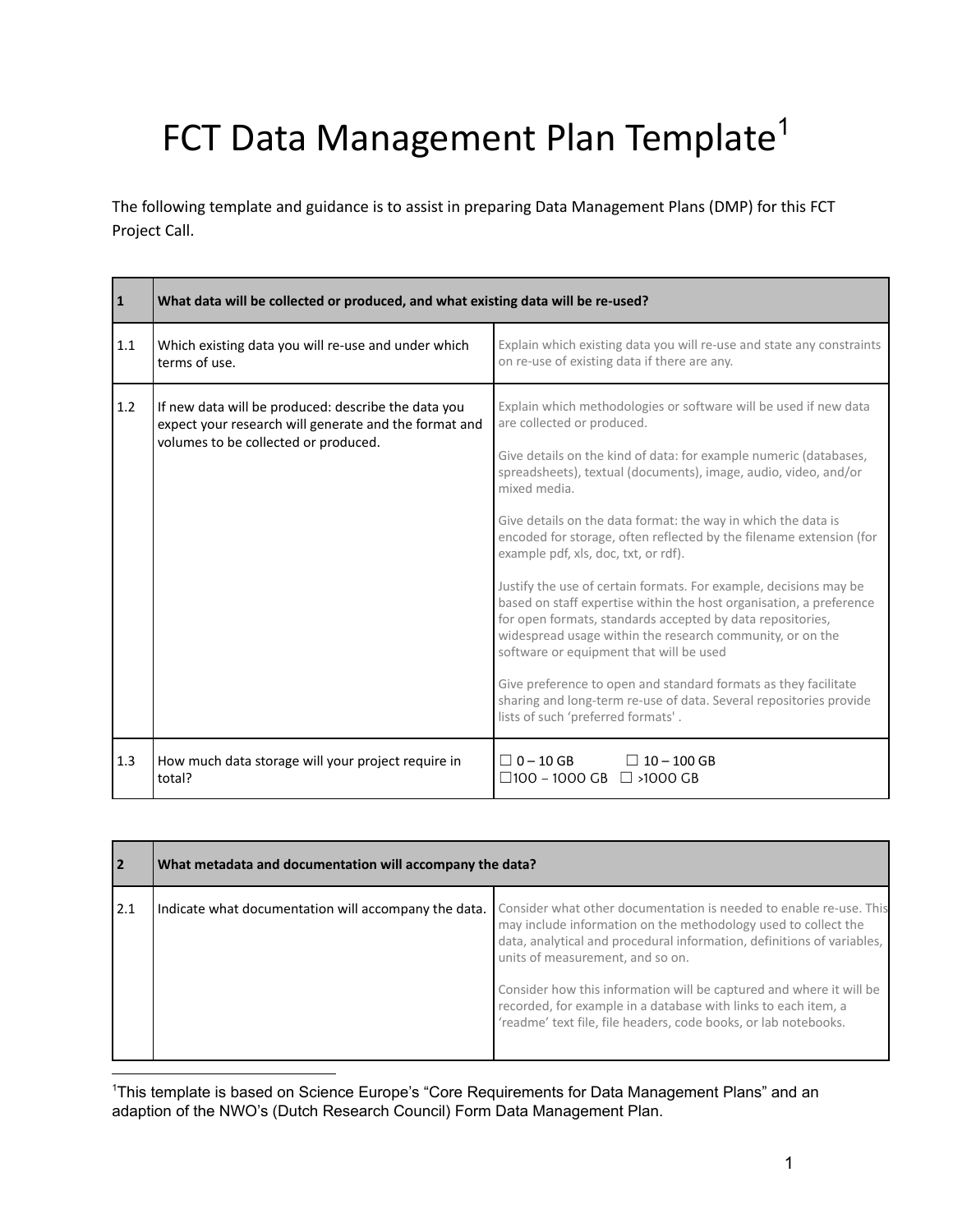# FCT Data Management Plan Template[1]

The following template and guidance is to assist in preparing Data Management Plans (DMP) for this FCT Project Call.

| 1 | What data will be collected or produced, and what existing data will be re-used? | |
|---|---|---|
| 1.1 | Which existing data you will re-use and under which terms of use. | Explain which existing data you will re-use and state any constraints on re-use of existing data if there are any. |
| 1.2 | If new data will be produced: describe the data you expect your research will generate and the format and volumes to be collected or produced. | Explain which methodologies or software will be used if new data are collected or produced.<br><br>Give details on the kind of data: for example numeric (databases, spreadsheets), textual (documents), image, audio, video, and/or mixed media.<br><br>Give details on the data format: the way in which the data is encoded for storage, often reflected by the filename extension (for example pdf, xls, doc, txt, or rdf).<br><br>Justify the use of certain formats. For example, decisions may be based on staff expertise within the host organisation, a preference for open formats, standards accepted by data repositories, widespread usage within the research community, or on the software or equipment that will be used<br><br>Give preference to open and standard formats as they facilitate sharing and long-term re-use of data. Several repositories provide lists of such 'preferred formats' . |
| 1.3 | How much data storage will your project require in total? | ☐ 0 – 10 GB ☐ 10 – 100 GB<br>☐100 – 1000 GB ☐ >1000 GB |

| 2 | What metadata and documentation will accompany the data? | |
|---|---|---|
| 2.1 | Indicate what documentation will accompany the data. | Consider what other documentation is needed to enable re-use. This may include information on the methodology used to collect the data, analytical and procedural information, definitions of variables, units of measurement, and so on.<br><br>Consider how this information will be captured and where it will be recorded, for example in a database with links to each item, a 'readme' text file, file headers, code books, or lab notebooks. |

[1]This template is based on Science Europe's "Core Requirements for Data Management Plans" and an adaption of the NWO's (Dutch Research Council) Form Data Management Plan.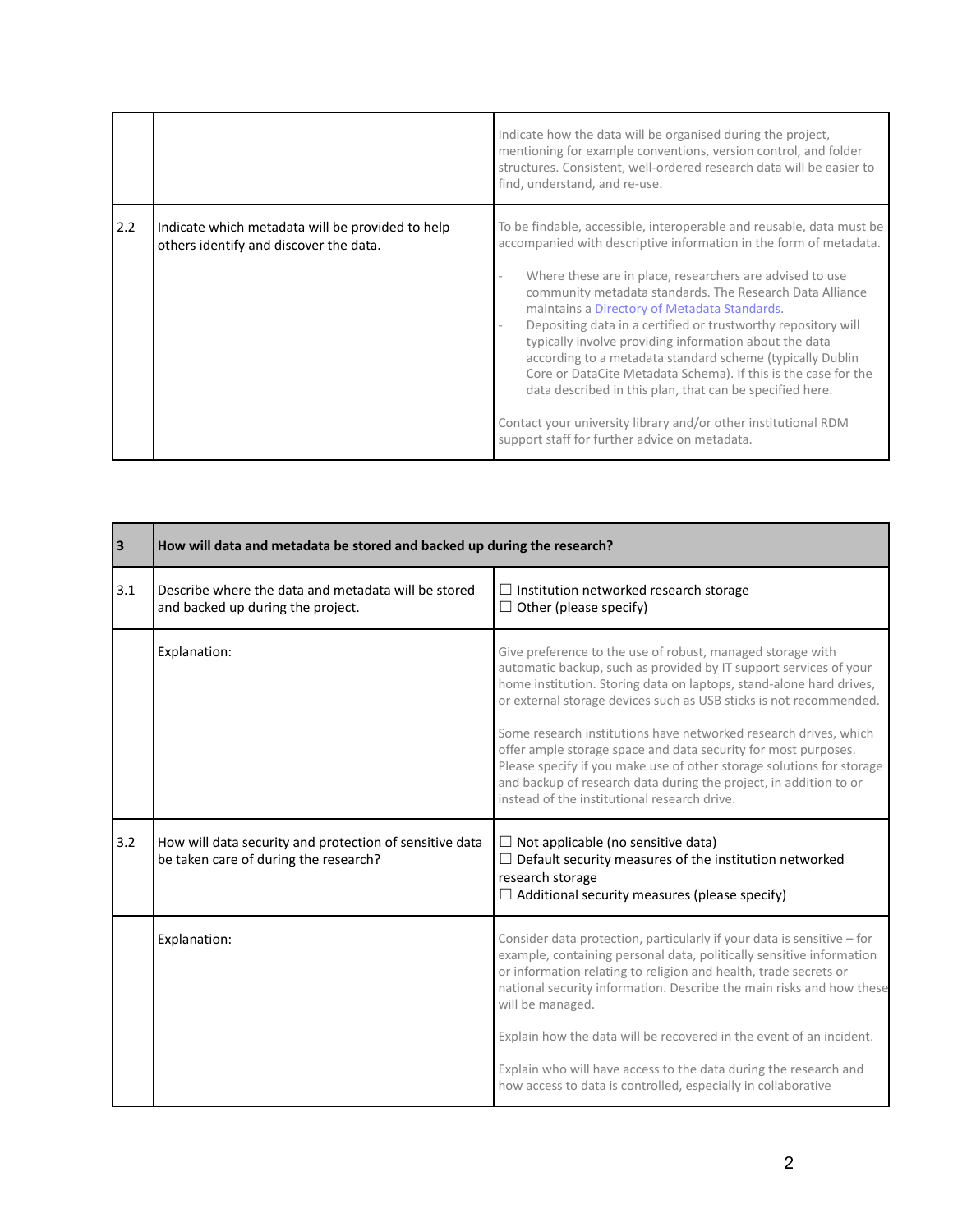| | | |
|---|---|---|
| | | Indicate how the data will be organised during the project, mentioning for example conventions, version control, and folder structures. Consistent, well-ordered research data will be easier to find, understand, and re-use. |
| 2.2 | Indicate which metadata will be provided to help others identify and discover the data. | To be findable, accessible, interoperable and reusable, data must be accompanied with descriptive information in the form of metadata.<br><br>- Where these are in place, researchers are advised to use community metadata standards. The Research Data Alliance maintains a [Directory of Metadata Standards](#).<br>- Depositing data in a certified or trustworthy repository will typically involve providing information about the data according to a metadata standard scheme (typically Dublin Core or DataCite Metadata Schema). If this is the case for the data described in this plan, that can be specified here.<br><br>Contact your university library and/or other institutional RDM support staff for further advice on metadata. |

| **3** | **How will data and metadata be stored and backed up during the research?** | |
|---|---|---|
| 3.1 | Describe where the data and metadata will be stored and backed up during the project. | ☐ Institution networked research storage<br>☐ Other (please specify) |
| | Explanation: | Give preference to the use of robust, managed storage with automatic backup, such as provided by IT support services of your home institution. Storing data on laptops, stand-alone hard drives, or external storage devices such as USB sticks is not recommended.<br><br>Some research institutions have networked research drives, which offer ample storage space and data security for most purposes. Please specify if you make use of other storage solutions for storage and backup of research data during the project, in addition to or instead of the institutional research drive. |
| 3.2 | How will data security and protection of sensitive data be taken care of during the research? | ☐ Not applicable (no sensitive data)<br>☐ Default security measures of the institution networked research storage<br>☐ Additional security measures (please specify) |
| | Explanation: | Consider data protection, particularly if your data is sensitive – for example, containing personal data, politically sensitive information or information relating to religion and health, trade secrets or national security information. Describe the main risks and how these will be managed.<br><br>Explain how the data will be recovered in the event of an incident.<br><br>Explain who will have access to the data during the research and how access to data is controlled, especially in collaborative |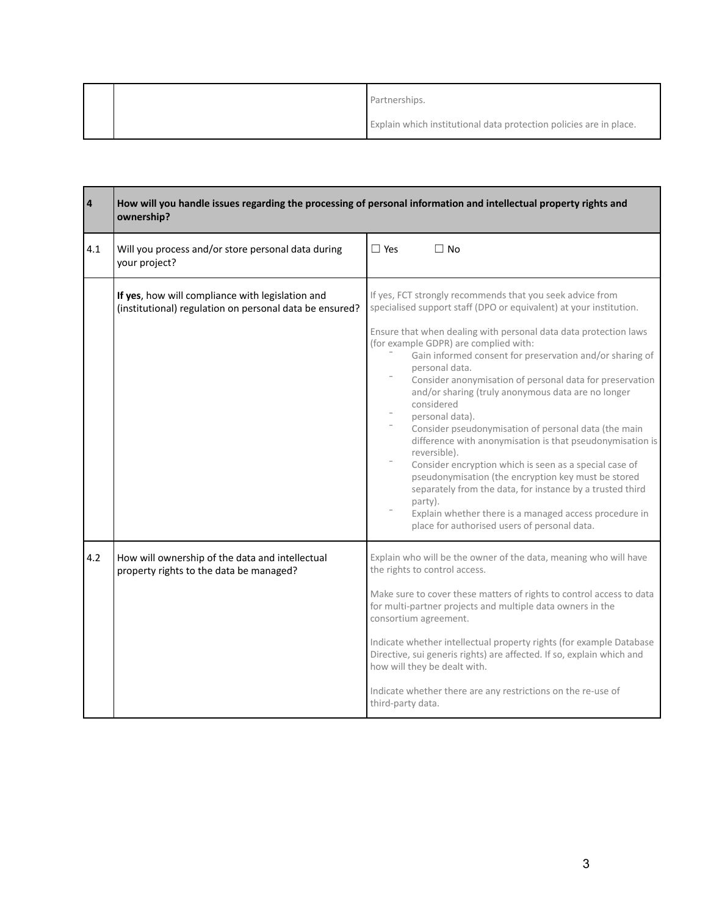| | | |
|---|---|---|
| | | Partnerships.<br><br>Explain which institutional data protection policies are in place. |

| 4 | **How will you handle issues regarding the processing of personal information and intellectual property rights and ownership?** | |
|---|---|---|
| 4.1 | Will you process and/or store personal data during your project? | ☐ Yes ☐ No |
| | **If yes**, how will compliance with legislation and (institutional) regulation on personal data be ensured? | If yes, FCT strongly recommends that you seek advice from specialised support staff (DPO or equivalent) at your institution.<br><br>Ensure that when dealing with personal data data protection laws (for example GDPR) are complied with:<br>- Gain informed consent for preservation and/or sharing of personal data.<br>- Consider anonymisation of personal data for preservation and/or sharing (truly anonymous data are no longer considered<br>- personal data).<br>- Consider pseudonymisation of personal data (the main difference with anonymisation is that pseudonymisation is reversible).<br>- Consider encryption which is seen as a special case of pseudonymisation (the encryption key must be stored separately from the data, for instance by a trusted third party).<br>- Explain whether there is a managed access procedure in place for authorised users of personal data. |
| 4.2 | How will ownership of the data and intellectual property rights to the data be managed? | Explain who will be the owner of the data, meaning who will have the rights to control access.<br><br>Make sure to cover these matters of rights to control access to data for multi-partner projects and multiple data owners in the consortium agreement.<br><br>Indicate whether intellectual property rights (for example Database Directive, sui generis rights) are affected. If so, explain which and how will they be dealt with.<br><br>Indicate whether there are any restrictions on the re-use of third-party data. |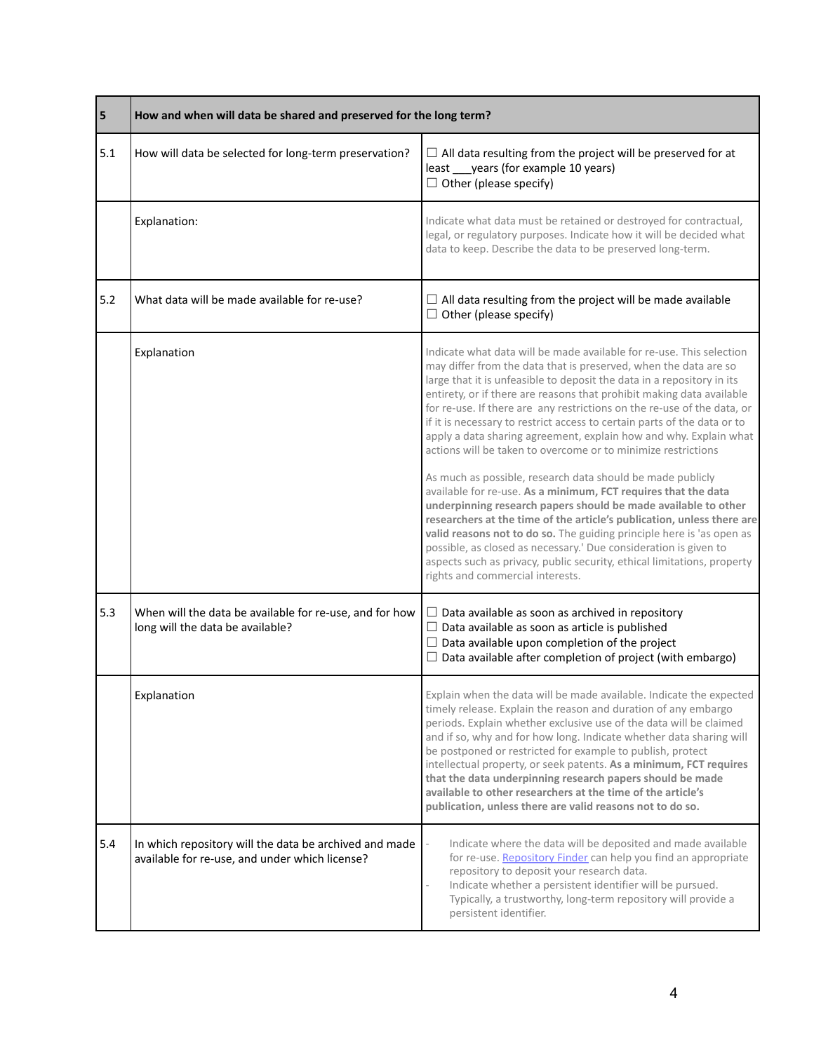| 5 | How and when will data be shared and preserved for the long term? | |
|---|---|---|
| 5.1 | How will data be selected for long-term preservation? | ☐ All data resulting from the project will be preserved for at least ___years (for example 10 years)<br>☐ Other (please specify) |
| | Explanation: | Indicate what data must be retained or destroyed for contractual, legal, or regulatory purposes. Indicate how it will be decided what data to keep. Describe the data to be preserved long-term. |
| 5.2 | What data will be made available for re-use? | ☐ All data resulting from the project will be made available<br>☐ Other (please specify) |
| | Explanation | Indicate what data will be made available for re-use. This selection may differ from the data that is preserved, when the data are so large that it is unfeasible to deposit the data in a repository in its entirety, or if there are reasons that prohibit making data available for re-use. If there are any restrictions on the re-use of the data, or if it is necessary to restrict access to certain parts of the data or to apply a data sharing agreement, explain how and why. Explain what actions will be taken to overcome or to minimize restrictions<br><br>As much as possible, research data should be made publicly available for re-use. **As a minimum, FCT requires that the data underpinning research papers should be made available to other researchers at the time of the article's publication, unless there are valid reasons not to do so.** The guiding principle here is 'as open as possible, as closed as necessary.' Due consideration is given to aspects such as privacy, public security, ethical limitations, property rights and commercial interests. |
| 5.3 | When will the data be available for re-use, and for how long will the data be available? | ☐ Data available as soon as archived in repository<br>☐ Data available as soon as article is published<br>☐ Data available upon completion of the project<br>☐ Data available after completion of project (with embargo) |
| | Explanation | Explain when the data will be made available. Indicate the expected timely release. Explain the reason and duration of any embargo periods. Explain whether exclusive use of the data will be claimed and if so, why and for how long. Indicate whether data sharing will be postponed or restricted for example to publish, protect intellectual property, or seek patents. **As a minimum, FCT requires that the data underpinning research papers should be made available to other researchers at the time of the article's publication, unless there are valid reasons not to do so.** |
| 5.4 | In which repository will the data be archived and made available for re-use, and under which license? | - Indicate where the data will be deposited and made available for re-use. Repository Finder can help you find an appropriate repository to deposit your research data.<br>- Indicate whether a persistent identifier will be pursued. Typically, a trustworthy, long-term repository will provide a persistent identifier. |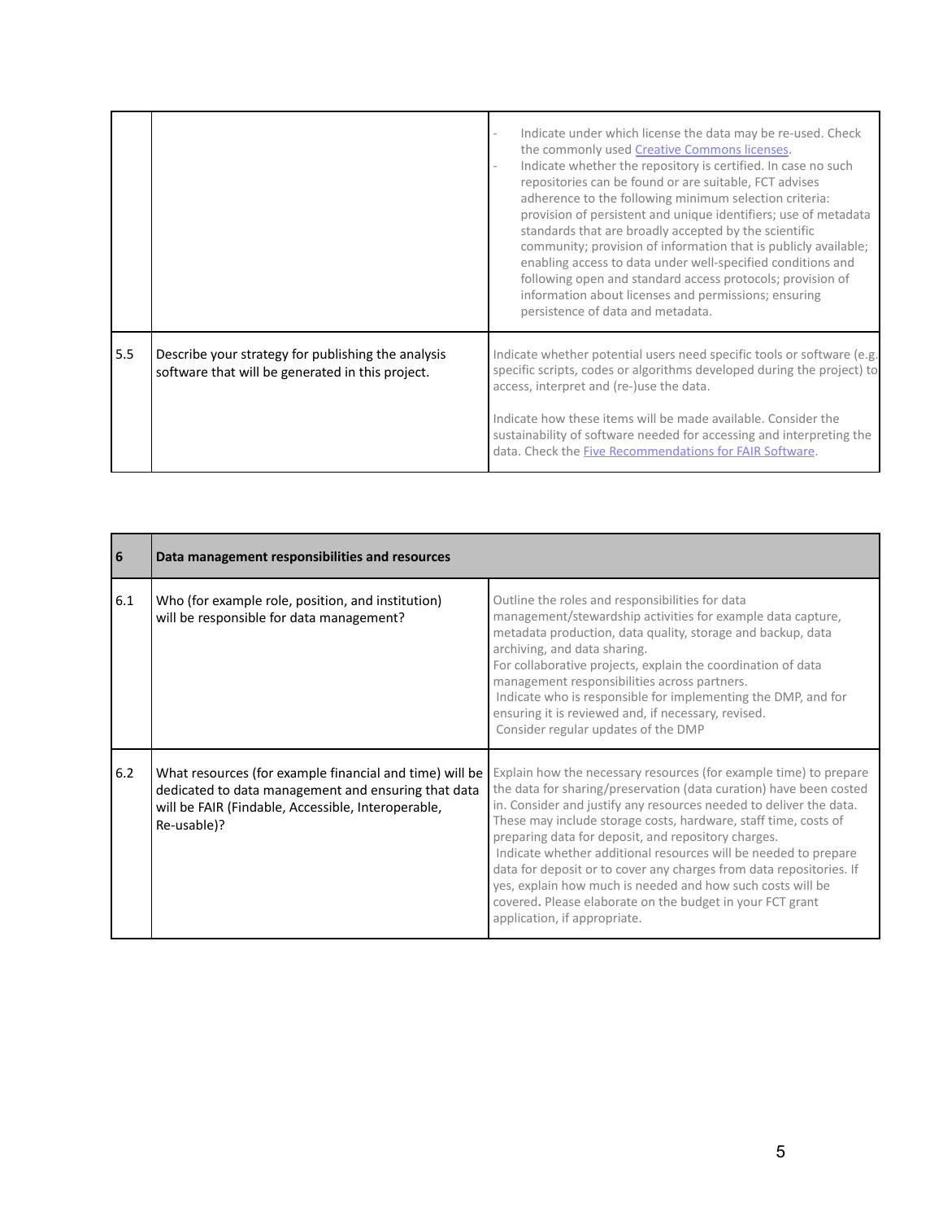| | | |
|---|---|---|
| | | - Indicate under which license the data may be re-used. Check the commonly used [Creative Commons licenses](). <br> - Indicate whether the repository is certified. In case no such repositories can be found or are suitable, FCT advises adherence to the following minimum selection criteria: provision of persistent and unique identifiers; use of metadata standards that are broadly accepted by the scientific community; provision of information that is publicly available; enabling access to data under well-specified conditions and following open and standard access protocols; provision of information about licenses and permissions; ensuring persistence of data and metadata. |
| 5.5 | Describe your strategy for publishing the analysis software that will be generated in this project. | Indicate whether potential users need specific tools or software (e.g. specific scripts, codes or algorithms developed during the project) to access, interpret and (re-)use the data. <br><br> Indicate how these items will be made available. Consider the sustainability of software needed for accessing and interpreting the data. Check the [Five Recommendations for FAIR Software](). |

| 6 | Data management responsibilities and resources | |
|---|---|---|
| 6.1 | Who (for example role, position, and institution) will be responsible for data management? | Outline the roles and responsibilities for data management/stewardship activities for example data capture, metadata production, data quality, storage and backup, data archiving, and data sharing. <br> For collaborative projects, explain the coordination of data management responsibilities across partners. <br> Indicate who is responsible for implementing the DMP, and for ensuring it is reviewed and, if necessary, revised. <br> Consider regular updates of the DMP |
| 6.2 | What resources (for example financial and time) will be dedicated to data management and ensuring that data will be FAIR (Findable, Accessible, Interoperable, Re-usable)? | Explain how the necessary resources (for example time) to prepare the data for sharing/preservation (data curation) have been costed in. Consider and justify any resources needed to deliver the data. These may include storage costs, hardware, staff time, costs of preparing data for deposit, and repository charges. <br> Indicate whether additional resources will be needed to prepare data for deposit or to cover any charges from data repositories. If yes, explain how much is needed and how such costs will be covered. Please elaborate on the budget in your FCT grant application, if appropriate. |